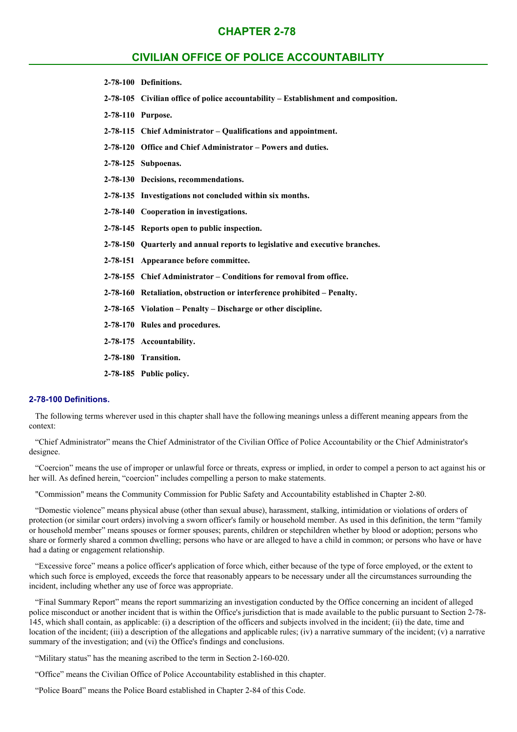# CHAPTER 2-78

## CIVILIAN OFFICE OF POLICE ACCOUNTABILITY

**2-78-100 Definitions.**

**2-78-105 Civilian office of police accountability – Establishment and composition.**

**2-78-110 Purpose.**

**2-78-115 Chief Administrator – Qualifications and appointment.**

**2-78-120 Office and Chief Administrator – Powers and duties.**

**2-78-125 Subpoenas.**

**2-78-130 Decisions, recommendations.**

**2-78-135 Investigations not concluded within six months.**

**2-78-140 Cooperation in investigations.**

**2-78-145 Reports open to public inspection.**

**2-78-150 Quarterly and annual reports to legislative and executive branches.**

**2-78-151 Appearance before committee.**

**2-78-155 Chief Administrator – Conditions for removal from office.**

**2-78-160 Retaliation, obstruction or interference prohibited – Penalty.**

**2-78-165 Violation – Penalty – Discharge or other discipline.**

**2-78-170 Rules and procedures.**

**2-78-175 Accountability.**

**2-78-180 Transition.**

**2-78-185 Public policy.**

### 2-78-100 Definitions.

The following terms wherever used in this chapter shall have the following meanings unless a different meaning appears from the context:

"Chief Administrator" means the Chief Administrator of the Civilian Office of Police Accountability or the Chief Administrator's designee.

"Coercion" means the use of improper or unlawful force or threats, express or implied, in order to compel a person to act against his or her will. As defined herein, "coercion" includes compelling a person to make statements.

"Commission" means the Community Commission for Public Safety and Accountability established in Chapter 2-80.

"Domestic violence" means physical abuse (other than sexual abuse), harassment, stalking, intimidation or violations of orders of protection (or similar court orders) involving a sworn officer's family or household member. As used in this definition, the term "family or household member" means spouses or former spouses; parents, children or stepchildren whether by blood or adoption; persons who share or formerly shared a common dwelling; persons who have or are alleged to have a child in common; or persons who have or have had a dating or engagement relationship.

"Excessive force" means a police officer's application of force which, either because of the type of force employed, or the extent to which such force is employed, exceeds the force that reasonably appears to be necessary under all the circumstances surrounding the incident, including whether any use of force was appropriate.

"Final Summary Report" means the report summarizing an investigation conducted by the Office concerning an incident of alleged police misconduct or another incident that is within the Office's jurisdiction that is made available to the public pursuant to Section 2-78-145, which shall contain, as applicable: (i) a description of the officers and subjects involved in the incident; (ii) the date, time and location of the incident; (iii) a description of the allegations and applicable rules; (iv) a narrative summary of the incident; (v) a narrative summary of the investigation; and (vi) the Office's findings and conclusions.

"Military status" has the meaning ascribed to the term in Section 2-160-020.

"Office" means the Civilian Office of Police Accountability established in this chapter.

"Police Board" means the Police Board established in Chapter 2-84 of this Code.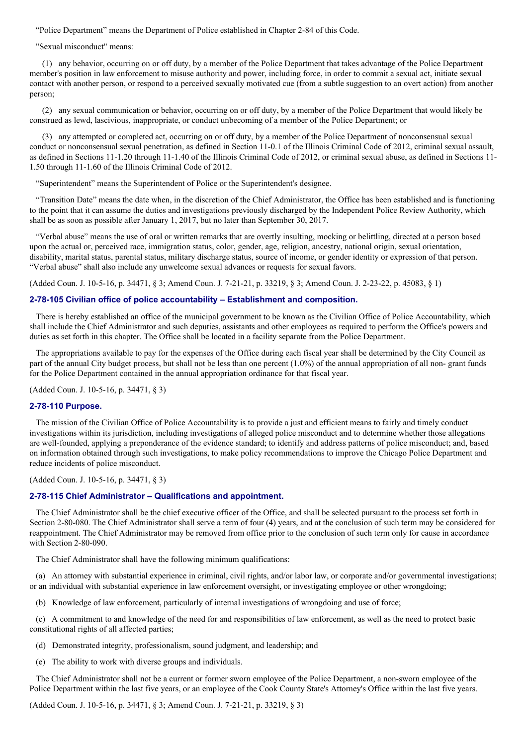"Police Department" means the Department of Police established in Chapter 2-84 of this Code.

"Sexual misconduct" means:

(1) any behavior, occurring on or off duty, by a member of the Police Department that takes advantage of the Police Department member's position in law enforcement to misuse authority and power, including force, in order to commit a sexual act, initiate sexual contact with another person, or respond to a perceived sexually motivated cue (from a subtle suggestion to an overt action) from another person;

(2) any sexual communication or behavior, occurring on or off duty, by a member of the Police Department that would likely be construed as lewd, lascivious, inappropriate, or conduct unbecoming of a member of the Police Department; or

(3) any attempted or completed act, occurring on or off duty, by a member of the Police Department of nonconsensual sexual conduct or nonconsensual sexual penetration, as defined in Section 11-0.1 of the Illinois Criminal Code of 2012, criminal sexual assault, as defined in Sections 11-1.20 through 11-1.40 of the Illinois Criminal Code of 2012, or criminal sexual abuse, as defined in Sections 11-1.50 through 11-1.60 of the Illinois Criminal Code of 2012.

"Superintendent" means the Superintendent of Police or the Superintendent's designee.

"Transition Date" means the date when, in the discretion of the Chief Administrator, the Office has been established and is functioning to the point that it can assume the duties and investigations previously discharged by the Independent Police Review Authority, which shall be as soon as possible after January 1, 2017, but no later than September 30, 2017.

"Verbal abuse" means the use of oral or written remarks that are overtly insulting, mocking or belittling, directed at a person based upon the actual or, perceived race, immigration status, color, gender, age, religion, ancestry, national origin, sexual orientation, disability, marital status, parental status, military discharge status, source of income, or gender identity or expression of that person. "Verbal abuse" shall also include any unwelcome sexual advances or requests for sexual favors.

(Added Coun. J. 10-5-16, p. 34471, § 3; Amend Coun. J. 7-21-21, p. 33219, § 3; Amend Coun. J. 2-23-22, p. 45083, § 1)

### 2-78-105 Civilian office of police accountability – Establishment and composition.

There is hereby established an office of the municipal government to be known as the Civilian Office of Police Accountability, which shall include the Chief Administrator and such deputies, assistants and other employees as required to perform the Office's powers and duties as set forth in this chapter. The Office shall be located in a facility separate from the Police Department.

The appropriations available to pay for the expenses of the Office during each fiscal year shall be determined by the City Council as part of the annual City budget process, but shall not be less than one percent (1.0%) of the annual appropriation of all non- grant funds for the Police Department contained in the annual appropriation ordinance for that fiscal year.

(Added Coun. J. 10-5-16, p. 34471, § 3)

### 2-78-110 Purpose.

The mission of the Civilian Office of Police Accountability is to provide a just and efficient means to fairly and timely conduct investigations within its jurisdiction, including investigations of alleged police misconduct and to determine whether those allegations are well-founded, applying a preponderance of the evidence standard; to identify and address patterns of police misconduct; and, based on information obtained through such investigations, to make policy recommendations to improve the Chicago Police Department and reduce incidents of police misconduct.

(Added Coun. J. 10-5-16, p. 34471, § 3)

### 2-78-115 Chief Administrator – Qualifications and appointment.

The Chief Administrator shall be the chief executive officer of the Office, and shall be selected pursuant to the process set forth in Section 2-80-080. The Chief Administrator shall serve a term of four (4) years, and at the conclusion of such term may be considered for reappointment. The Chief Administrator may be removed from office prior to the conclusion of such term only for cause in accordance with Section 2-80-090.

The Chief Administrator shall have the following minimum qualifications:

(a) An attorney with substantial experience in criminal, civil rights, and/or labor law, or corporate and/or governmental investigations; or an individual with substantial experience in law enforcement oversight, or investigating employee or other wrongdoing;

(b) Knowledge of law enforcement, particularly of internal investigations of wrongdoing and use of force;

(c) A commitment to and knowledge of the need for and responsibilities of law enforcement, as well as the need to protect basic constitutional rights of all affected parties;

(d) Demonstrated integrity, professionalism, sound judgment, and leadership; and

(e) The ability to work with diverse groups and individuals.

The Chief Administrator shall not be a current or former sworn employee of the Police Department, a non-sworn employee of the Police Department within the last five years, or an employee of the Cook County State's Attorney's Office within the last five years.

(Added Coun. J. 10-5-16, p. 34471, § 3; Amend Coun. J. 7-21-21, p. 33219, § 3)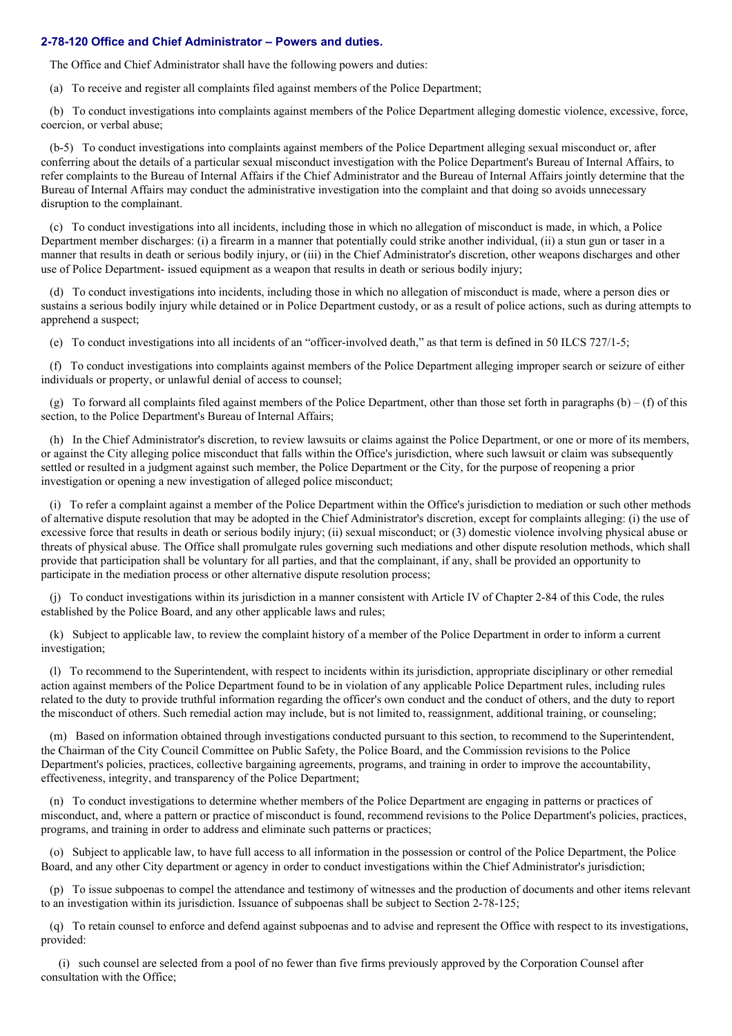### 2-78-120 Office and Chief Administrator – Powers and duties.

The Office and Chief Administrator shall have the following powers and duties:

(a) To receive and register all complaints filed against members of the Police Department;

(b) To conduct investigations into complaints against members of the Police Department alleging domestic violence, excessive, force, coercion, or verbal abuse;

(b-5) To conduct investigations into complaints against members of the Police Department alleging sexual misconduct or, after conferring about the details of a particular sexual misconduct investigation with the Police Department's Bureau of Internal Affairs, to refer complaints to the Bureau of Internal Affairs if the Chief Administrator and the Bureau of Internal Affairs jointly determine that the Bureau of Internal Affairs may conduct the administrative investigation into the complaint and that doing so avoids unnecessary disruption to the complainant.

(c) To conduct investigations into all incidents, including those in which no allegation of misconduct is made, in which, a Police Department member discharges: (i) a firearm in a manner that potentially could strike another individual, (ii) a stun gun or taser in a manner that results in death or serious bodily injury, or (iii) in the Chief Administrator's discretion, other weapons discharges and other use of Police Department- issued equipment as a weapon that results in death or serious bodily injury;

(d) To conduct investigations into incidents, including those in which no allegation of misconduct is made, where a person dies or sustains a serious bodily injury while detained or in Police Department custody, or as a result of police actions, such as during attempts to apprehend a suspect;

(e) To conduct investigations into all incidents of an "officer-involved death," as that term is defined in 50 ILCS 727/1-5;

(f) To conduct investigations into complaints against members of the Police Department alleging improper search or seizure of either individuals or property, or unlawful denial of access to counsel;

(g) To forward all complaints filed against members of the Police Department, other than those set forth in paragraphs (b) – (f) of this section, to the Police Department's Bureau of Internal Affairs;

(h) In the Chief Administrator's discretion, to review lawsuits or claims against the Police Department, or one or more of its members, or against the City alleging police misconduct that falls within the Office's jurisdiction, where such lawsuit or claim was subsequently settled or resulted in a judgment against such member, the Police Department or the City, for the purpose of reopening a prior investigation or opening a new investigation of alleged police misconduct;

(i) To refer a complaint against a member of the Police Department within the Office's jurisdiction to mediation or such other methods of alternative dispute resolution that may be adopted in the Chief Administrator's discretion, except for complaints alleging: (i) the use of excessive force that results in death or serious bodily injury; (ii) sexual misconduct; or (3) domestic violence involving physical abuse or threats of physical abuse. The Office shall promulgate rules governing such mediations and other dispute resolution methods, which shall provide that participation shall be voluntary for all parties, and that the complainant, if any, shall be provided an opportunity to participate in the mediation process or other alternative dispute resolution process;

(j) To conduct investigations within its jurisdiction in a manner consistent with Article IV of Chapter 2-84 of this Code, the rules established by the Police Board, and any other applicable laws and rules;

(k) Subject to applicable law, to review the complaint history of a member of the Police Department in order to inform a current investigation;

(l) To recommend to the Superintendent, with respect to incidents within its jurisdiction, appropriate disciplinary or other remedial action against members of the Police Department found to be in violation of any applicable Police Department rules, including rules related to the duty to provide truthful information regarding the officer's own conduct and the conduct of others, and the duty to report the misconduct of others. Such remedial action may include, but is not limited to, reassignment, additional training, or counseling;

(m) Based on information obtained through investigations conducted pursuant to this section, to recommend to the Superintendent, the Chairman of the City Council Committee on Public Safety, the Police Board, and the Commission revisions to the Police Department's policies, practices, collective bargaining agreements, programs, and training in order to improve the accountability, effectiveness, integrity, and transparency of the Police Department;

(n) To conduct investigations to determine whether members of the Police Department are engaging in patterns or practices of misconduct, and, where a pattern or practice of misconduct is found, recommend revisions to the Police Department's policies, practices, programs, and training in order to address and eliminate such patterns or practices;

(o) Subject to applicable law, to have full access to all information in the possession or control of the Police Department, the Police Board, and any other City department or agency in order to conduct investigations within the Chief Administrator's jurisdiction;

(p) To issue subpoenas to compel the attendance and testimony of witnesses and the production of documents and other items relevant to an investigation within its jurisdiction. Issuance of subpoenas shall be subject to Section 2-78-125;

(q) To retain counsel to enforce and defend against subpoenas and to advise and represent the Office with respect to its investigations, provided:

(i) such counsel are selected from a pool of no fewer than five firms previously approved by the Corporation Counsel after consultation with the Office;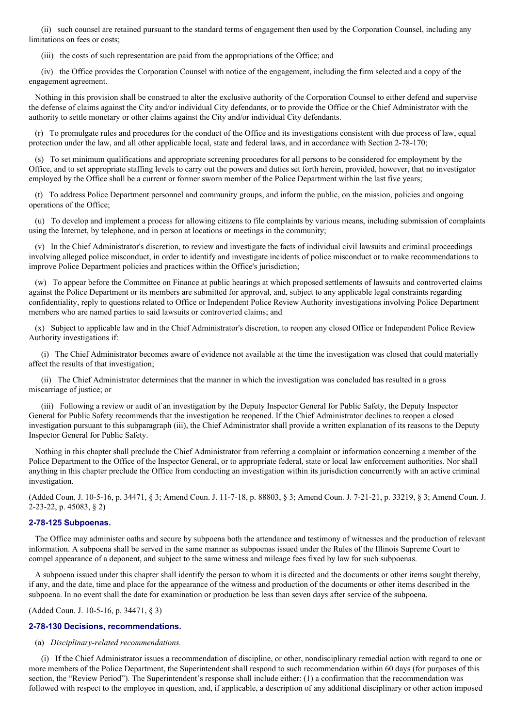(ii) such counsel are retained pursuant to the standard terms of engagement then used by the Corporation Counsel, including any limitations on fees or costs;

(iii) the costs of such representation are paid from the appropriations of the Office; and

(iv) the Office provides the Corporation Counsel with notice of the engagement, including the firm selected and a copy of the engagement agreement.

Nothing in this provision shall be construed to alter the exclusive authority of the Corporation Counsel to either defend and supervise the defense of claims against the City and/or individual City defendants, or to provide the Office or the Chief Administrator with the authority to settle monetary or other claims against the City and/or individual City defendants.

(r) To promulgate rules and procedures for the conduct of the Office and its investigations consistent with due process of law, equal protection under the law, and all other applicable local, state and federal laws, and in accordance with Section 2-78-170;

(s) To set minimum qualifications and appropriate screening procedures for all persons to be considered for employment by the Office, and to set appropriate staffing levels to carry out the powers and duties set forth herein, provided, however, that no investigator employed by the Office shall be a current or former sworn member of the Police Department within the last five years;

(t) To address Police Department personnel and community groups, and inform the public, on the mission, policies and ongoing operations of the Office;

(u) To develop and implement a process for allowing citizens to file complaints by various means, including submission of complaints using the Internet, by telephone, and in person at locations or meetings in the community;

(v) In the Chief Administrator's discretion, to review and investigate the facts of individual civil lawsuits and criminal proceedings involving alleged police misconduct, in order to identify and investigate incidents of police misconduct or to make recommendations to improve Police Department policies and practices within the Office's jurisdiction;

(w) To appear before the Committee on Finance at public hearings at which proposed settlements of lawsuits and controverted claims against the Police Department or its members are submitted for approval, and, subject to any applicable legal constraints regarding confidentiality, reply to questions related to Office or Independent Police Review Authority investigations involving Police Department members who are named parties to said lawsuits or controverted claims; and

(x) Subject to applicable law and in the Chief Administrator's discretion, to reopen any closed Office or Independent Police Review Authority investigations if:

(i) The Chief Administrator becomes aware of evidence not available at the time the investigation was closed that could materially affect the results of that investigation;

(ii) The Chief Administrator determines that the manner in which the investigation was concluded has resulted in a gross miscarriage of justice; or

(iii) Following a review or audit of an investigation by the Deputy Inspector General for Public Safety, the Deputy Inspector General for Public Safety recommends that the investigation be reopened. If the Chief Administrator declines to reopen a closed investigation pursuant to this subparagraph (iii), the Chief Administrator shall provide a written explanation of its reasons to the Deputy Inspector General for Public Safety.

Nothing in this chapter shall preclude the Chief Administrator from referring a complaint or information concerning a member of the Police Department to the Office of the Inspector General, or to appropriate federal, state or local law enforcement authorities. Nor shall anything in this chapter preclude the Office from conducting an investigation within its jurisdiction concurrently with an active criminal investigation.

(Added Coun. J. 10-5-16, p. 34471, § 3; Amend Coun. J. 11-7-18, p. 88803, § 3; Amend Coun. J. 7-21-21, p. 33219, § 3; Amend Coun. J. 2-23-22, p. 45083, § 2)

### 2-78-125 Subpoenas.

The Office may administer oaths and secure by subpoena both the attendance and testimony of witnesses and the production of relevant information. A subpoena shall be served in the same manner as subpoenas issued under the Rules of the Illinois Supreme Court to compel appearance of a deponent, and subject to the same witness and mileage fees fixed by law for such subpoenas.

A subpoena issued under this chapter shall identify the person to whom it is directed and the documents or other items sought thereby, if any, and the date, time and place for the appearance of the witness and production of the documents or other items described in the subpoena. In no event shall the date for examination or production be less than seven days after service of the subpoena.

(Added Coun. J. 10-5-16, p. 34471, § 3)

### 2-78-130 Decisions, recommendations.

(a) *Disciplinary-related recommendations.*

(i) If the Chief Administrator issues a recommendation of discipline, or other, nondisciplinary remedial action with regard to one or more members of the Police Department, the Superintendent shall respond to such recommendation within 60 days (for purposes of this section, the "Review Period"). The Superintendent's response shall include either: (1) a confirmation that the recommendation was followed with respect to the employee in question, and, if applicable, a description of any additional disciplinary or other action imposed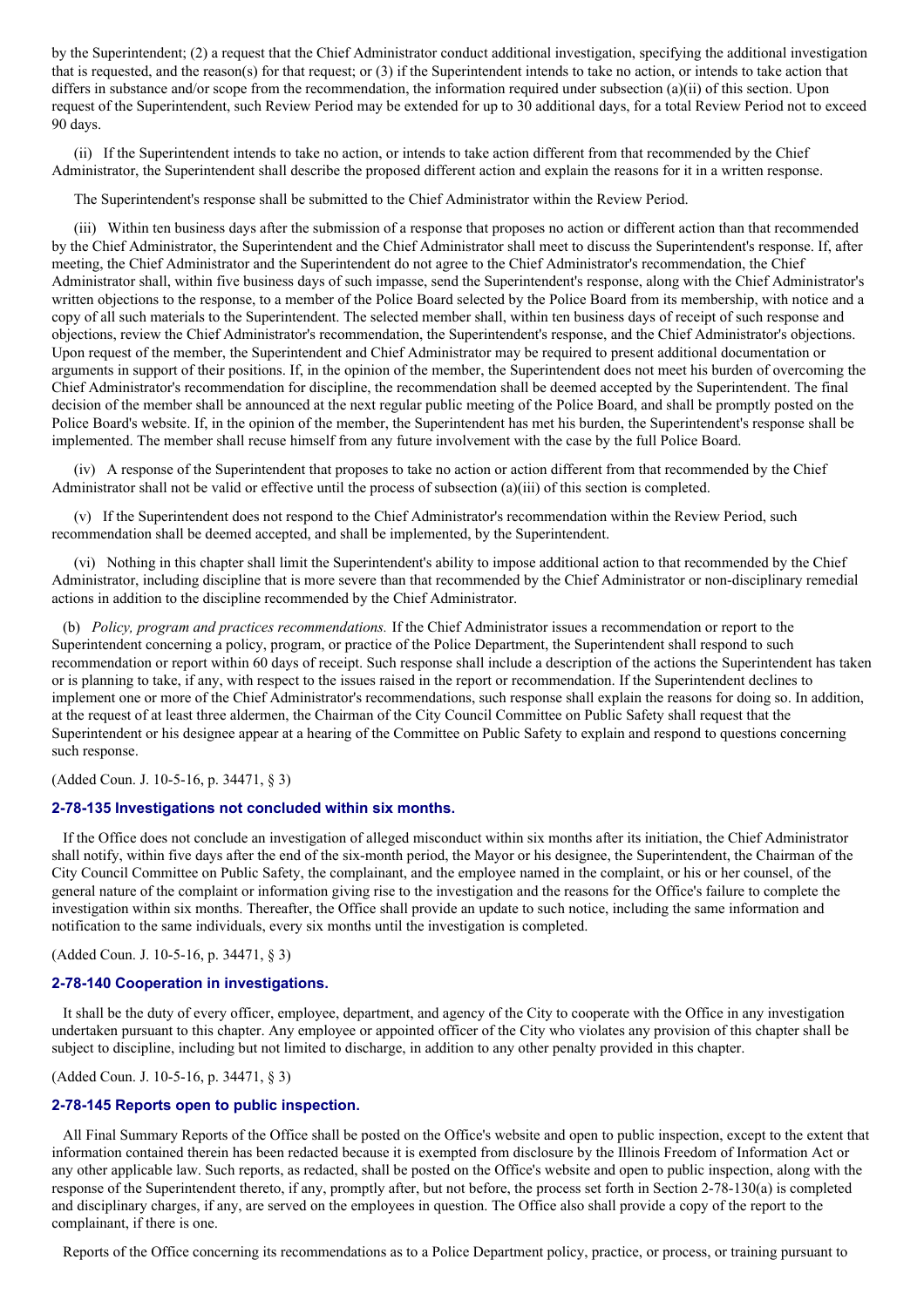by the Superintendent; (2) a request that the Chief Administrator conduct additional investigation, specifying the additional investigation that is requested, and the reason(s) for that request; or (3) if the Superintendent intends to take no action, or intends to take action that differs in substance and/or scope from the recommendation, the information required under subsection (a)(ii) of this section. Upon request of the Superintendent, such Review Period may be extended for up to 30 additional days, for a total Review Period not to exceed 90 days.

(ii) If the Superintendent intends to take no action, or intends to take action different from that recommended by the Chief Administrator, the Superintendent shall describe the proposed different action and explain the reasons for it in a written response.

The Superintendent's response shall be submitted to the Chief Administrator within the Review Period.

(iii) Within ten business days after the submission of a response that proposes no action or different action than that recommended by the Chief Administrator, the Superintendent and the Chief Administrator shall meet to discuss the Superintendent's response. If, after meeting, the Chief Administrator and the Superintendent do not agree to the Chief Administrator's recommendation, the Chief Administrator shall, within five business days of such impasse, send the Superintendent's response, along with the Chief Administrator's written objections to the response, to a member of the Police Board selected by the Police Board from its membership, with notice and a copy of all such materials to the Superintendent. The selected member shall, within ten business days of receipt of such response and objections, review the Chief Administrator's recommendation, the Superintendent's response, and the Chief Administrator's objections. Upon request of the member, the Superintendent and Chief Administrator may be required to present additional documentation or arguments in support of their positions. If, in the opinion of the member, the Superintendent does not meet his burden of overcoming the Chief Administrator's recommendation for discipline, the recommendation shall be deemed accepted by the Superintendent. The final decision of the member shall be announced at the next regular public meeting of the Police Board, and shall be promptly posted on the Police Board's website. If, in the opinion of the member, the Superintendent has met his burden, the Superintendent's response shall be implemented. The member shall recuse himself from any future involvement with the case by the full Police Board.

(iv) A response of the Superintendent that proposes to take no action or action different from that recommended by the Chief Administrator shall not be valid or effective until the process of subsection (a)(iii) of this section is completed.

(v) If the Superintendent does not respond to the Chief Administrator's recommendation within the Review Period, such recommendation shall be deemed accepted, and shall be implemented, by the Superintendent.

(vi) Nothing in this chapter shall limit the Superintendent's ability to impose additional action to that recommended by the Chief Administrator, including discipline that is more severe than that recommended by the Chief Administrator or non-disciplinary remedial actions in addition to the discipline recommended by the Chief Administrator.

(b) *Policy, program and practices recommendations.* If the Chief Administrator issues a recommendation or report to the Superintendent concerning a policy, program, or practice of the Police Department, the Superintendent shall respond to such recommendation or report within 60 days of receipt. Such response shall include a description of the actions the Superintendent has taken or is planning to take, if any, with respect to the issues raised in the report or recommendation. If the Superintendent declines to implement one or more of the Chief Administrator's recommendations, such response shall explain the reasons for doing so. In addition, at the request of at least three aldermen, the Chairman of the City Council Committee on Public Safety shall request that the Superintendent or his designee appear at a hearing of the Committee on Public Safety to explain and respond to questions concerning such response.

(Added Coun. J. 10-5-16, p. 34471, § 3)

### 2-78-135 Investigations not concluded within six months.

If the Office does not conclude an investigation of alleged misconduct within six months after its initiation, the Chief Administrator shall notify, within five days after the end of the six-month period, the Mayor or his designee, the Superintendent, the Chairman of the City Council Committee on Public Safety, the complainant, and the employee named in the complaint, or his or her counsel, of the general nature of the complaint or information giving rise to the investigation and the reasons for the Office's failure to complete the investigation within six months. Thereafter, the Office shall provide an update to such notice, including the same information and notification to the same individuals, every six months until the investigation is completed.

(Added Coun. J. 10-5-16, p. 34471, § 3)

### 2-78-140 Cooperation in investigations.

It shall be the duty of every officer, employee, department, and agency of the City to cooperate with the Office in any investigation undertaken pursuant to this chapter. Any employee or appointed officer of the City who violates any provision of this chapter shall be subject to discipline, including but not limited to discharge, in addition to any other penalty provided in this chapter.

(Added Coun. J. 10-5-16, p. 34471, § 3)

### 2-78-145 Reports open to public inspection.

All Final Summary Reports of the Office shall be posted on the Office's website and open to public inspection, except to the extent that information contained therein has been redacted because it is exempted from disclosure by the Illinois Freedom of Information Act or any other applicable law. Such reports, as redacted, shall be posted on the Office's website and open to public inspection, along with the response of the Superintendent thereto, if any, promptly after, but not before, the process set forth in Section 2-78-130(a) is completed and disciplinary charges, if any, are served on the employees in question. The Office also shall provide a copy of the report to the complainant, if there is one.

Reports of the Office concerning its recommendations as to a Police Department policy, practice, or process, or training pursuant to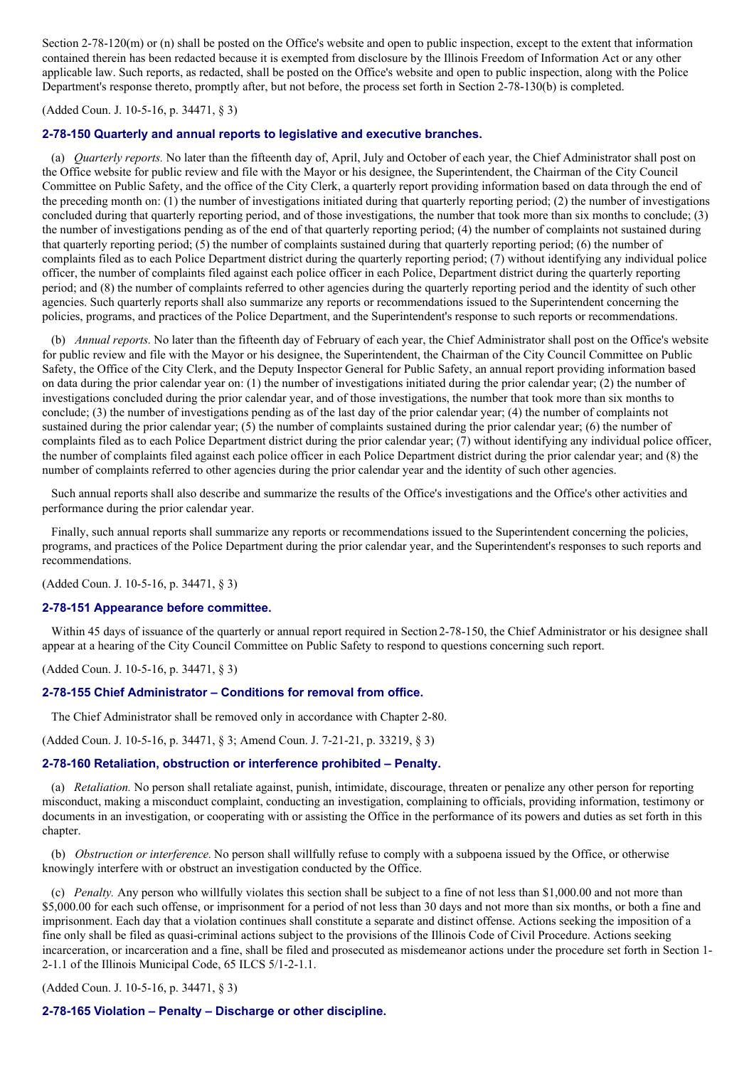Section 2-78-120(m) or (n) shall be posted on the Office's website and open to public inspection, except to the extent that information contained therein has been redacted because it is exempted from disclosure by the Illinois Freedom of Information Act or any other applicable law. Such reports, as redacted, shall be posted on the Office's website and open to public inspection, along with the Police Department's response thereto, promptly after, but not before, the process set forth in Section 2-78-130(b) is completed.

(Added Coun. J. 10-5-16, p. 34471, § 3)

### 2-78-150 Quarterly and annual reports to legislative and executive branches.

(a) *Quarterly reports.* No later than the fifteenth day of, April, July and October of each year, the Chief Administrator shall post on the Office website for public review and file with the Mayor or his designee, the Superintendent, the Chairman of the City Council Committee on Public Safety, and the office of the City Clerk, a quarterly report providing information based on data through the end of the preceding month on: (1) the number of investigations initiated during that quarterly reporting period; (2) the number of investigations concluded during that quarterly reporting period, and of those investigations, the number that took more than six months to conclude; (3) the number of investigations pending as of the end of that quarterly reporting period; (4) the number of complaints not sustained during that quarterly reporting period; (5) the number of complaints sustained during that quarterly reporting period; (6) the number of complaints filed as to each Police Department district during the quarterly reporting period; (7) without identifying any individual police officer, the number of complaints filed against each police officer in each Police, Department district during the quarterly reporting period; and (8) the number of complaints referred to other agencies during the quarterly reporting period and the identity of such other agencies. Such quarterly reports shall also summarize any reports or recommendations issued to the Superintendent concerning the policies, programs, and practices of the Police Department, and the Superintendent's response to such reports or recommendations.

(b) *Annual reports.* No later than the fifteenth day of February of each year, the Chief Administrator shall post on the Office's website for public review and file with the Mayor or his designee, the Superintendent, the Chairman of the City Council Committee on Public Safety, the Office of the City Clerk, and the Deputy Inspector General for Public Safety, an annual report providing information based on data during the prior calendar year on: (1) the number of investigations initiated during the prior calendar year; (2) the number of investigations concluded during the prior calendar year, and of those investigations, the number that took more than six months to conclude; (3) the number of investigations pending as of the last day of the prior calendar year; (4) the number of complaints not sustained during the prior calendar year; (5) the number of complaints sustained during the prior calendar year; (6) the number of complaints filed as to each Police Department district during the prior calendar year; (7) without identifying any individual police officer, the number of complaints filed against each police officer in each Police Department district during the prior calendar year; and (8) the number of complaints referred to other agencies during the prior calendar year and the identity of such other agencies.

Such annual reports shall also describe and summarize the results of the Office's investigations and the Office's other activities and performance during the prior calendar year.

Finally, such annual reports shall summarize any reports or recommendations issued to the Superintendent concerning the policies, programs, and practices of the Police Department during the prior calendar year, and the Superintendent's responses to such reports and recommendations.

(Added Coun. J. 10-5-16, p. 34471, § 3)

### 2-78-151 Appearance before committee.

Within 45 days of issuance of the quarterly or annual report required in Section 2-78-150, the Chief Administrator or his designee shall appear at a hearing of the City Council Committee on Public Safety to respond to questions concerning such report.

(Added Coun. J. 10-5-16, p. 34471, § 3)

### 2-78-155 Chief Administrator – Conditions for removal from office.

The Chief Administrator shall be removed only in accordance with Chapter 2-80.

(Added Coun. J. 10-5-16, p. 34471, § 3; Amend Coun. J. 7-21-21, p. 33219, § 3)

### 2-78-160 Retaliation, obstruction or interference prohibited – Penalty.

(a) *Retaliation.* No person shall retaliate against, punish, intimidate, discourage, threaten or penalize any other person for reporting misconduct, making a misconduct complaint, conducting an investigation, complaining to officials, providing information, testimony or documents in an investigation, or cooperating with or assisting the Office in the performance of its powers and duties as set forth in this chapter.

(b) *Obstruction or interference.* No person shall willfully refuse to comply with a subpoena issued by the Office, or otherwise knowingly interfere with or obstruct an investigation conducted by the Office.

(c) *Penalty.* Any person who willfully violates this section shall be subject to a fine of not less than $1,000.00 and not more than $5,000.00 for each such offense, or imprisonment for a period of not less than 30 days and not more than six months, or both a fine and imprisonment. Each day that a violation continues shall constitute a separate and distinct offense. Actions seeking the imposition of a fine only shall be filed as quasi-criminal actions subject to the provisions of the Illinois Code of Civil Procedure. Actions seeking incarceration, or incarceration and a fine, shall be filed and prosecuted as misdemeanor actions under the procedure set forth in Section 1-2-1.1 of the Illinois Municipal Code, 65 ILCS 5/1-2-1.1.

(Added Coun. J. 10-5-16, p. 34471, § 3)

### 2-78-165 Violation – Penalty – Discharge or other discipline.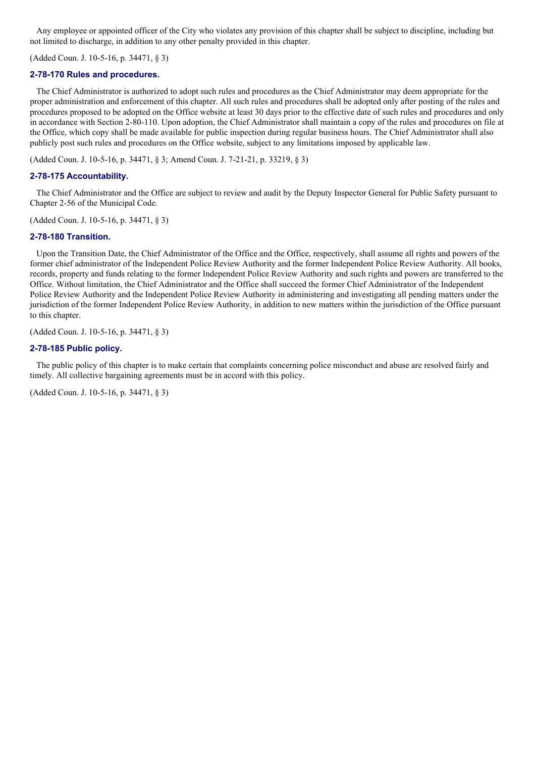Any employee or appointed officer of the City who violates any provision of this chapter shall be subject to discipline, including but not limited to discharge, in addition to any other penalty provided in this chapter.

(Added Coun. J. 10-5-16, p. 34471, § 3)

### 2-78-170 Rules and procedures.

The Chief Administrator is authorized to adopt such rules and procedures as the Chief Administrator may deem appropriate for the proper administration and enforcement of this chapter. All such rules and procedures shall be adopted only after posting of the rules and procedures proposed to be adopted on the Office website at least 30 days prior to the effective date of such rules and procedures and only in accordance with Section 2-80-110. Upon adoption, the Chief Administrator shall maintain a copy of the rules and procedures on file at the Office, which copy shall be made available for public inspection during regular business hours. The Chief Administrator shall also publicly post such rules and procedures on the Office website, subject to any limitations imposed by applicable law.

(Added Coun. J. 10-5-16, p. 34471, § 3; Amend Coun. J. 7-21-21, p. 33219, § 3)

### 2-78-175 Accountability.

The Chief Administrator and the Office are subject to review and audit by the Deputy Inspector General for Public Safety pursuant to Chapter 2-56 of the Municipal Code.

(Added Coun. J. 10-5-16, p. 34471, § 3)

### 2-78-180 Transition.

Upon the Transition Date, the Chief Administrator of the Office and the Office, respectively, shall assume all rights and powers of the former chief administrator of the Independent Police Review Authority and the former Independent Police Review Authority. All books, records, property and funds relating to the former Independent Police Review Authority and such rights and powers are transferred to the Office. Without limitation, the Chief Administrator and the Office shall succeed the former Chief Administrator of the Independent Police Review Authority and the Independent Police Review Authority in administering and investigating all pending matters under the jurisdiction of the former Independent Police Review Authority, in addition to new matters within the jurisdiction of the Office pursuant to this chapter.

(Added Coun. J. 10-5-16, p. 34471, § 3)

### 2-78-185 Public policy.

The public policy of this chapter is to make certain that complaints concerning police misconduct and abuse are resolved fairly and timely. All collective bargaining agreements must be in accord with this policy.

(Added Coun. J. 10-5-16, p. 34471, § 3)